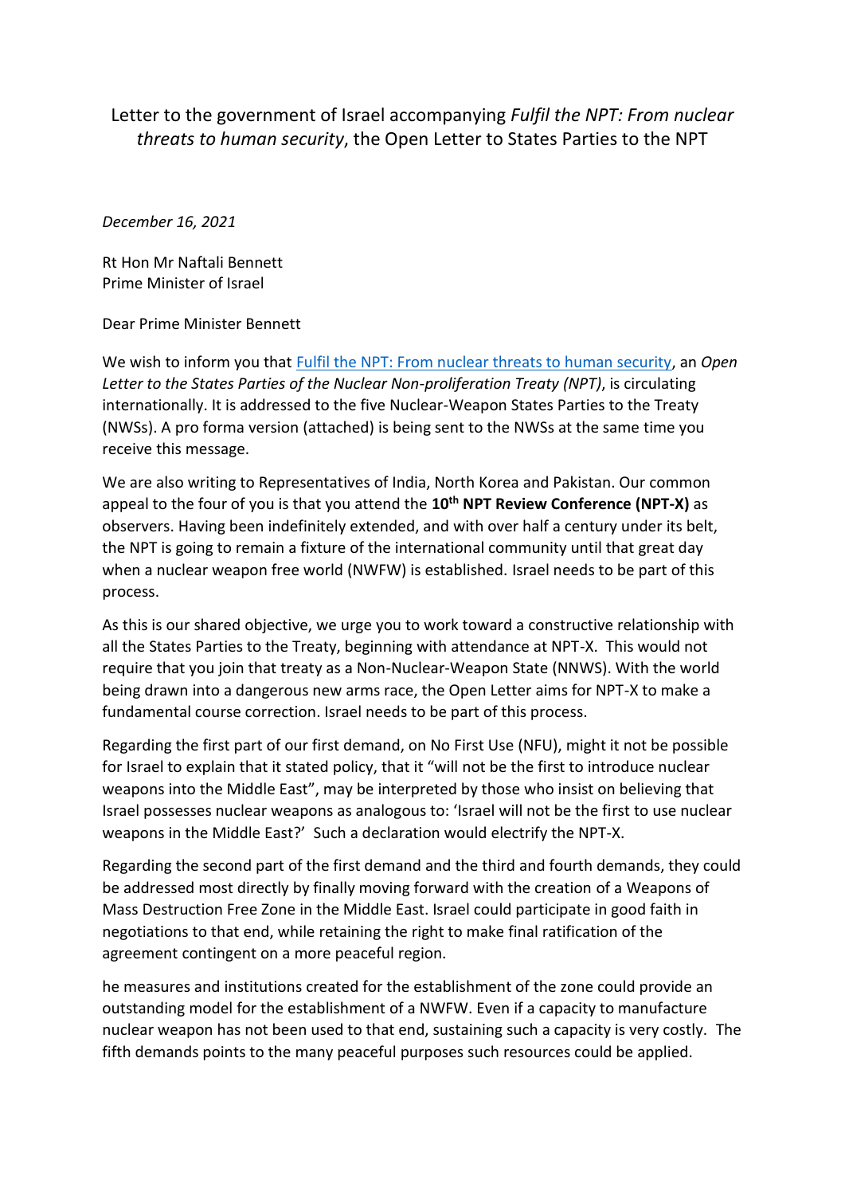Letter to the government of Israel accompanying *Fulfil the NPT: From nuclear threats to human security*, the Open Letter to States Parties to the NPT

*December 16, 2021*

Rt Hon Mr Naftali Bennett
Prime Minister of Israel

Dear Prime Minister Bennett

We wish to inform you that Fulfil the NPT: From nuclear threats to human security, an *Open Letter to the States Parties of the Nuclear Non-proliferation Treaty (NPT)*, is circulating internationally. It is addressed to the five Nuclear-Weapon States Parties to the Treaty (NWSs). A pro forma version (attached) is being sent to the NWSs at the same time you receive this message.

We are also writing to Representatives of India, North Korea and Pakistan. Our common appeal to the four of you is that you attend the **10th NPT Review Conference (NPT-X)** as observers. Having been indefinitely extended, and with over half a century under its belt, the NPT is going to remain a fixture of the international community until that great day when a nuclear weapon free world (NWFW) is established. Israel needs to be part of this process.

As this is our shared objective, we urge you to work toward a constructive relationship with all the States Parties to the Treaty, beginning with attendance at NPT-X. This would not require that you join that treaty as a Non-Nuclear-Weapon State (NNWS). With the world being drawn into a dangerous new arms race, the Open Letter aims for NPT-X to make a fundamental course correction. Israel needs to be part of this process.

Regarding the first part of our first demand, on No First Use (NFU), might it not be possible for Israel to explain that it stated policy, that it "will not be the first to introduce nuclear weapons into the Middle East", may be interpreted by those who insist on believing that Israel possesses nuclear weapons as analogous to: 'Israel will not be the first to use nuclear weapons in the Middle East?' Such a declaration would electrify the NPT-X.

Regarding the second part of the first demand and the third and fourth demands, they could be addressed most directly by finally moving forward with the creation of a Weapons of Mass Destruction Free Zone in the Middle East. Israel could participate in good faith in negotiations to that end, while retaining the right to make final ratification of the agreement contingent on a more peaceful region.

he measures and institutions created for the establishment of the zone could provide an outstanding model for the establishment of a NWFW. Even if a capacity to manufacture nuclear weapon has not been used to that end, sustaining such a capacity is very costly. The fifth demands points to the many peaceful purposes such resources could be applied.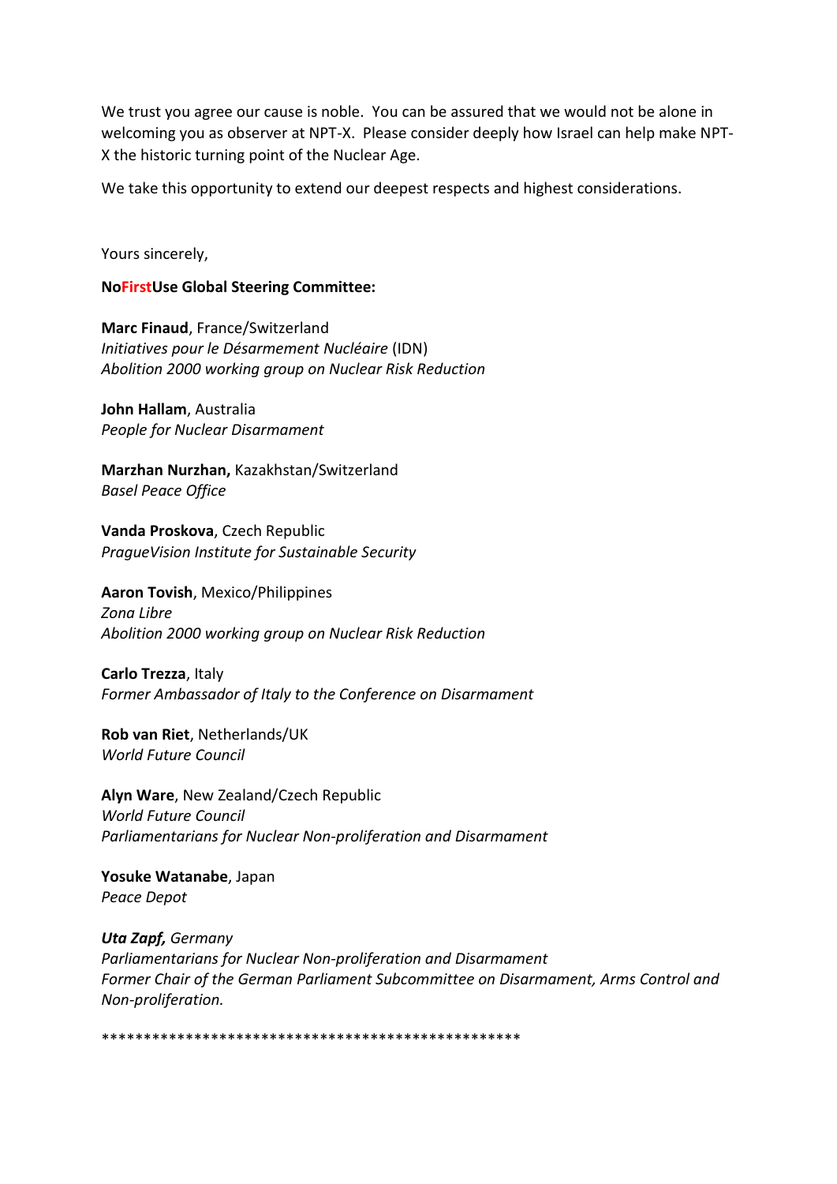We trust you agree our cause is noble. You can be assured that we would not be alone in welcoming you as observer at NPT-X. Please consider deeply how Israel can help make NPT-X the historic turning point of the Nuclear Age.

We take this opportunity to extend our deepest respects and highest considerations.

Yours sincerely,

**NoFirstUse Global Steering Committee:**

**Marc Finaud**, France/Switzerland
*Initiatives pour le Désarmement Nucléaire* (IDN)
*Abolition 2000 working group on Nuclear Risk Reduction*

**John Hallam**, Australia
*People for Nuclear Disarmament*

**Marzhan Nurzhan,** Kazakhstan/Switzerland
*Basel Peace Office*

**Vanda Proskova**, Czech Republic
*PragueVision Institute for Sustainable Security*

**Aaron Tovish**, Mexico/Philippines
*Zona Libre*
*Abolition 2000 working group on Nuclear Risk Reduction*

**Carlo Trezza**, Italy
*Former Ambassador of Italy to the Conference on Disarmament*

**Rob van Riet**, Netherlands/UK
*World Future Council*

**Alyn Ware**, New Zealand/Czech Republic
*World Future Council*
*Parliamentarians for Nuclear Non-proliferation and Disarmament*

**Yosuke Watanabe**, Japan
*Peace Depot*

***Uta Zapf,*** *Germany*
*Parliamentarians for Nuclear Non-proliferation and Disarmament*
*Former Chair of the German Parliament Subcommittee on Disarmament, Arms Control and Non-proliferation.*

**************************************************